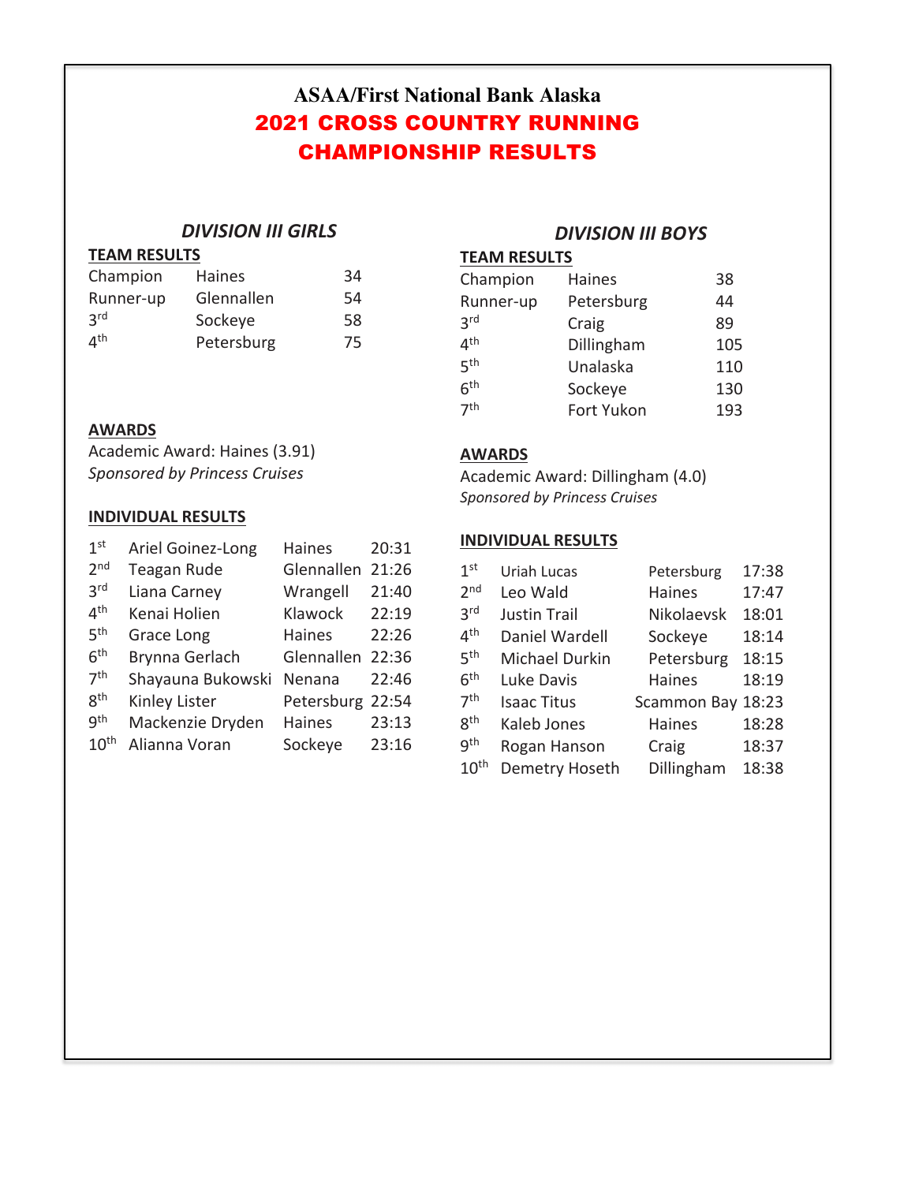# ASAA/First National Bank Alaska

## 2021 CROSS COUNTRY RUNNING CHAMPIONSHIP RESULTS

### *DIVISION III GIRLS*

**TEAM RESULTS**

| | | |
|---|---|---|
| Champion | Haines | 34 |
| Runner-up | Glennallen | 54 |
| 3rd | Sockeye | 58 |
| 4th | Petersburg | 75 |

**AWARDS**

Academic Award: Haines (3.91)
*Sponsored by Princess Cruises*

**INDIVIDUAL RESULTS**

| | | | |
|---|---|---|---|
| 1st | Ariel Goinez-Long | Haines | 20:31 |
| 2nd | Teagan Rude | Glennallen | 21:26 |
| 3rd | Liana Carney | Wrangell | 21:40 |
| 4th | Kenai Holien | Klawock | 22:19 |
| 5th | Grace Long | Haines | 22:26 |
| 6th | Brynna Gerlach | Glennallen | 22:36 |
| 7th | Shayauna Bukowski | Nenana | 22:46 |
| 8th | Kinley Lister | Petersburg | 22:54 |
| 9th | Mackenzie Dryden | Haines | 23:13 |
| 10th | Alianna Voran | Sockeye | 23:16 |

### *DIVISION III BOYS*

**TEAM RESULTS**

| | | |
|---|---|---|
| Champion | Haines | 38 |
| Runner-up | Petersburg | 44 |
| 3rd | Craig | 89 |
| 4th | Dillingham | 105 |
| 5th | Unalaska | 110 |
| 6th | Sockeye | 130 |
| 7th | Fort Yukon | 193 |

**AWARDS**

Academic Award: Dillingham (4.0)
*Sponsored by Princess Cruises*

**INDIVIDUAL RESULTS**

| | | | |
|---|---|---|---|
| 1st | Uriah Lucas | Petersburg | 17:38 |
| 2nd | Leo Wald | Haines | 17:47 |
| 3rd | Justin Trail | Nikolaevsk | 18:01 |
| 4th | Daniel Wardell | Sockeye | 18:14 |
| 5th | Michael Durkin | Petersburg | 18:15 |
| 6th | Luke Davis | Haines | 18:19 |
| 7th | Isaac Titus | Scammon Bay | 18:23 |
| 8th | Kaleb Jones | Haines | 18:28 |
| 9th | Rogan Hanson | Craig | 18:37 |
| 10th | Demetry Hoseth | Dillingham | 18:38 |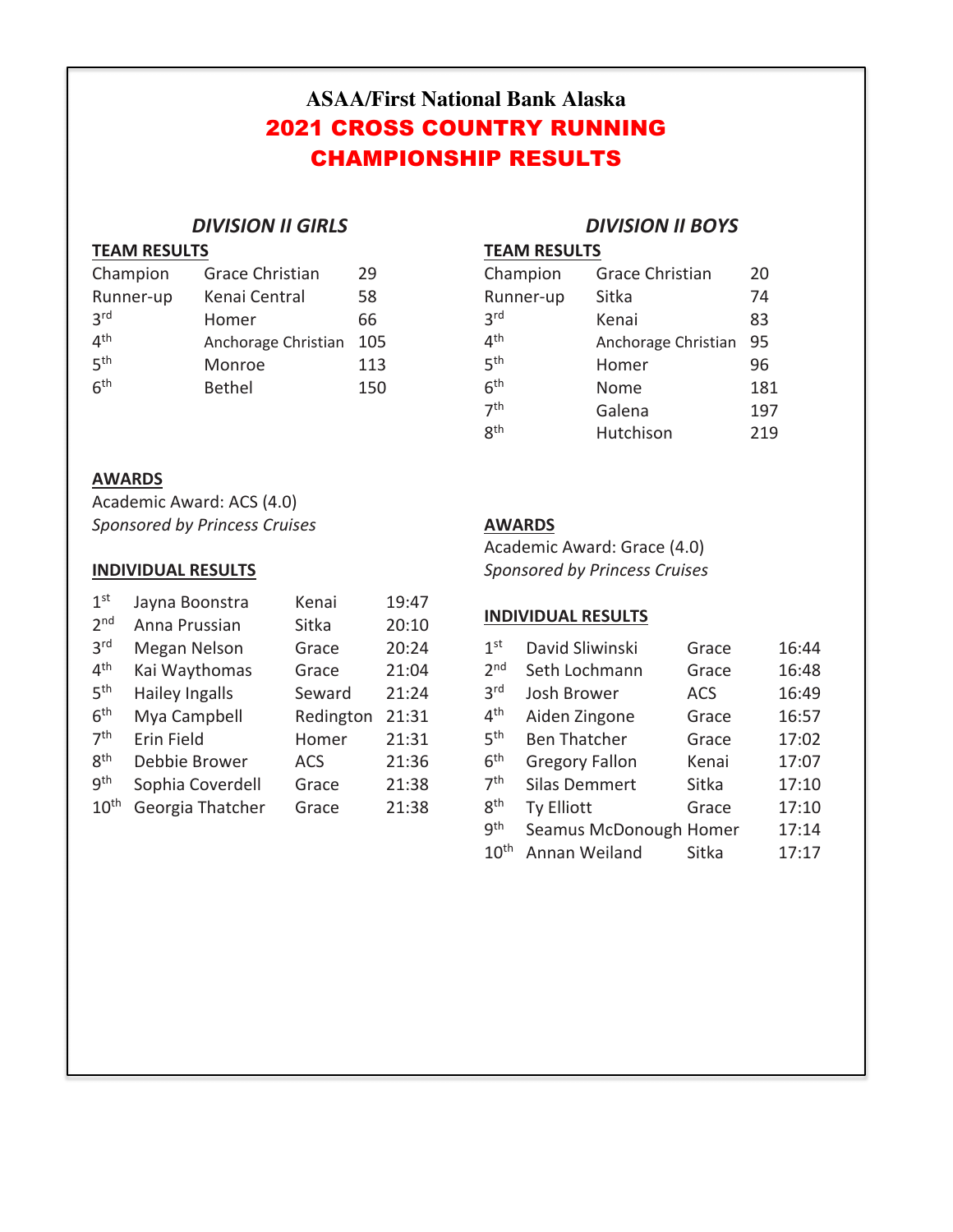**ASAA/First National Bank Alaska**

# 2021 CROSS COUNTRY RUNNING CHAMPIONSHIP RESULTS

## *DIVISION II GIRLS*

### TEAM RESULTS

| | | |
|---|---|---|
| Champion | Grace Christian | 29 |
| Runner-up | Kenai Central | 58 |
| 3rd | Homer | 66 |
| 4th | Anchorage Christian | 105 |
| 5th | Monroe | 113 |
| 6th | Bethel | 150 |

### AWARDS

Academic Award: ACS (4.0)
*Sponsored by Princess Cruises*

### INDIVIDUAL RESULTS

| | | | |
|---|---|---|---|
| 1st | Jayna Boonstra | Kenai | 19:47 |
| 2nd | Anna Prussian | Sitka | 20:10 |
| 3rd | Megan Nelson | Grace | 20:24 |
| 4th | Kai Waythomas | Grace | 21:04 |
| 5th | Hailey Ingalls | Seward | 21:24 |
| 6th | Mya Campbell | Redington | 21:31 |
| 7th | Erin Field | Homer | 21:31 |
| 8th | Debbie Brower | ACS | 21:36 |
| 9th | Sophia Coverdell | Grace | 21:38 |
| 10th | Georgia Thatcher | Grace | 21:38 |

## *DIVISION II BOYS*

### TEAM RESULTS

| | | |
|---|---|---|
| Champion | Grace Christian | 20 |
| Runner-up | Sitka | 74 |
| 3rd | Kenai | 83 |
| 4th | Anchorage Christian | 95 |
| 5th | Homer | 96 |
| 6th | Nome | 181 |
| 7th | Galena | 197 |
| 8th | Hutchison | 219 |

### AWARDS

Academic Award: Grace (4.0)
*Sponsored by Princess Cruises*

### INDIVIDUAL RESULTS

| | | | |
|---|---|---|---|
| 1st | David Sliwinski | Grace | 16:44 |
| 2nd | Seth Lochmann | Grace | 16:48 |
| 3rd | Josh Brower | ACS | 16:49 |
| 4th | Aiden Zingone | Grace | 16:57 |
| 5th | Ben Thatcher | Grace | 17:02 |
| 6th | Gregory Fallon | Kenai | 17:07 |
| 7th | Silas Demmert | Sitka | 17:10 |
| 8th | Ty Elliott | Grace | 17:10 |
| 9th | Seamus McDonough | Homer | 17:14 |
| 10th | Annan Weiland | Sitka | 17:17 |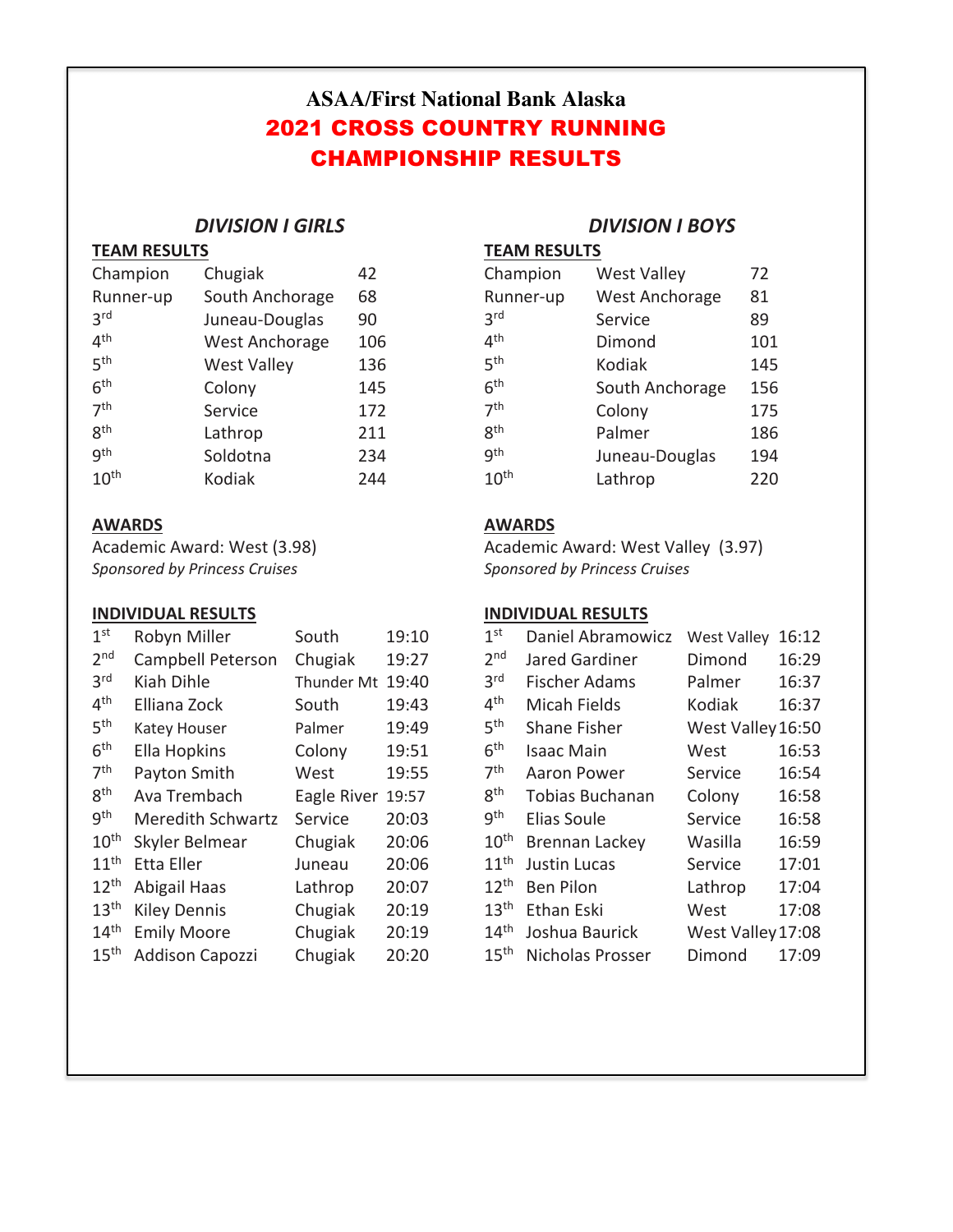# ASAA/First National Bank Alaska

# 2021 CROSS COUNTRY RUNNING CHAMPIONSHIP RESULTS

## *DIVISION I GIRLS*

**TEAM RESULTS**

| | | |
|---|---|---|
| Champion | Chugiak | 42 |
| Runner-up | South Anchorage | 68 |
| 3rd | Juneau-Douglas | 90 |
| 4th | West Anchorage | 106 |
| 5th | West Valley | 136 |
| 6th | Colony | 145 |
| 7th | Service | 172 |
| 8th | Lathrop | 211 |
| 9th | Soldotna | 234 |
| 10th | Kodiak | 244 |

**AWARDS**

Academic Award: West (3.98)
*Sponsored by Princess Cruises*

**INDIVIDUAL RESULTS**

| | | | |
|---|---|---|---|
| 1st | Robyn Miller | South | 19:10 |
| 2nd | Campbell Peterson | Chugiak | 19:27 |
| 3rd | Kiah Dihle | Thunder Mt | 19:40 |
| 4th | Elliana Zock | South | 19:43 |
| 5th | Katey Houser | Palmer | 19:49 |
| 6th | Ella Hopkins | Colony | 19:51 |
| 7th | Payton Smith | West | 19:55 |
| 8th | Ava Trembach | Eagle River | 19:57 |
| 9th | Meredith Schwartz | Service | 20:03 |
| 10th | Skyler Belmear | Chugiak | 20:06 |
| 11th | Etta Eller | Juneau | 20:06 |
| 12th | Abigail Haas | Lathrop | 20:07 |
| 13th | Kiley Dennis | Chugiak | 20:19 |
| 14th | Emily Moore | Chugiak | 20:19 |
| 15th | Addison Capozzi | Chugiak | 20:20 |

## *DIVISION I BOYS*

**TEAM RESULTS**

| | | |
|---|---|---|
| Champion | West Valley | 72 |
| Runner-up | West Anchorage | 81 |
| 3rd | Service | 89 |
| 4th | Dimond | 101 |
| 5th | Kodiak | 145 |
| 6th | South Anchorage | 156 |
| 7th | Colony | 175 |
| 8th | Palmer | 186 |
| 9th | Juneau-Douglas | 194 |
| 10th | Lathrop | 220 |

**AWARDS**

Academic Award: West Valley (3.97)
*Sponsored by Princess Cruises*

**INDIVIDUAL RESULTS**

| | | | |
|---|---|---|---|
| 1st | Daniel Abramowicz | West Valley | 16:12 |
| 2nd | Jared Gardiner | Dimond | 16:29 |
| 3rd | Fischer Adams | Palmer | 16:37 |
| 4th | Micah Fields | Kodiak | 16:37 |
| 5th | Shane Fisher | West Valley | 16:50 |
| 6th | Isaac Main | West | 16:53 |
| 7th | Aaron Power | Service | 16:54 |
| 8th | Tobias Buchanan | Colony | 16:58 |
| 9th | Elias Soule | Service | 16:58 |
| 10th | Brennan Lackey | Wasilla | 16:59 |
| 11th | Justin Lucas | Service | 17:01 |
| 12th | Ben Pilon | Lathrop | 17:04 |
| 13th | Ethan Eski | West | 17:08 |
| 14th | Joshua Baurick | West Valley | 17:08 |
| 15th | Nicholas Prosser | Dimond | 17:09 |